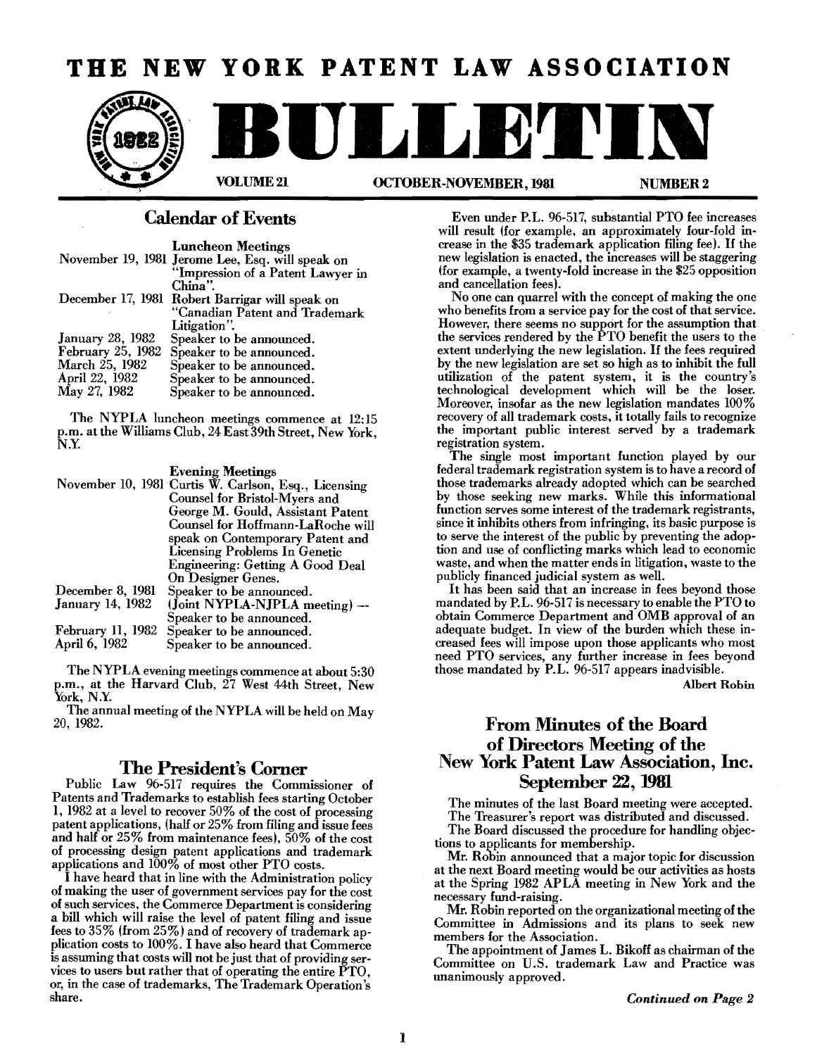# THE NEW YORK PATENT LAW ASSOCIATION

# BULLETIN

VOLUME 21 — OCTOBER-NOVEMBER, 1981 — NUMBER 2

## Calendar of Events

### Luncheon Meetings

| | |
|---|---|
| November 19, 1981 | Jerome Lee, Esq. will speak on "Impression of a Patent Lawyer in China". |
| December 17, 1981 | Robert Barrigar will speak on "Canadian Patent and Trademark Litigation". |
| January 28, 1982 | Speaker to be announced. |
| February 25, 1982 | Speaker to be announced. |
| March 25, 1982 | Speaker to be announced. |
| April 22, 1982 | Speaker to be announced. |
| May 27, 1982 | Speaker to be announced. |

The NYPLA luncheon meetings commence at 12:15 p.m. at the Williams Club, 24 East 39th Street, New York, N.Y.

### Evening Meetings

| | |
|---|---|
| November 10, 1981 | Curtis W. Carlson, Esq., Licensing Counsel for Bristol-Myers and George M. Gould, Assistant Patent Counsel for Hoffmann-LaRoche will speak on Contemporary Patent and Licensing Problems In Genetic Engineering: Getting A Good Deal On Designer Genes. |
| December 8, 1981 | Speaker to be announced. |
| January 14, 1982 | (Joint NYPLA-NJPLA meeting) — Speaker to be announced. |
| February 11, 1982 | Speaker to be announced. |
| April 6, 1982 | Speaker to be announced. |

The NYPLA evening meetings commence at about 5:30 p.m., at the Harvard Club, 27 West 44th Street, New York, N.Y.

The annual meeting of the NYPLA will be held on May 20, 1982.

## The President's Corner

Public Law 96-517 requires the Commissioner of Patents and Trademarks to establish fees starting October 1, 1982 at a level to recover 50% of the cost of processing patent applications, (half or 25% from filing and issue fees and half or 25% from maintenance fees), 50% of the cost of processing design patent applications and trademark applications and 100% of most other PTO costs.

I have heard that in line with the Administration policy of making the user of government services pay for the cost of such services, the Commerce Department is considering a bill which will raise the level of patent filing and issue fees to 35% (from 25%) and of recovery of trademark application costs to 100%. I have also heard that Commerce is assuming that costs will not be just that of providing services to users but rather that of operating the entire PTO, or, in the case of trademarks, The Trademark Operation's share.

Even under P.L. 96-517, substantial PTO fee increases will result (for example, an approximately four-fold increase in the $35 trademark application filing fee). If the new legislation is enacted, the increases will be staggering (for example, a twenty-fold increase in the $25 opposition and cancellation fees).

No one can quarrel with the concept of making the one who benefits from a service pay for the cost of that service. However, there seems no support for the assumption that the services rendered by the PTO benefit the users to the extent underlying the new legislation. If the fees required by the new legislation are set so high as to inhibit the full utilization of the patent system, it is the country's technological development which will be the loser. Moreover, insofar as the new legislation mandates 100% recovery of all trademark costs, it totally fails to recognize the important public interest served by a trademark registration system.

The single most important function played by our federal trademark registration system is to have a record of those trademarks already adopted which can be searched by those seeking new marks. While this informational function serves some interest of the trademark registrants, since it inhibits others from infringing, its basic purpose is to serve the interest of the public by preventing the adoption and use of conflicting marks which lead to economic waste, and when the matter ends in litigation, waste to the publicly financed judicial system as well.

It has been said that an increase in fees beyond those mandated by P.L. 96-517 is necessary to enable the PTO to obtain Commerce Department and OMB approval of an adequate budget. In view of the burden which these increased fees will impose upon those applicants who most need PTO services, any further increase in fees beyond those mandated by P.L. 96-517 appears inadvisible.

Albert Robin

## From Minutes of the Board of Directors Meeting of the New York Patent Law Association, Inc. September 22, 1981

The minutes of the last Board meeting were accepted.

The Treasurer's report was distributed and discussed.

The Board discussed the procedure for handling objections to applicants for membership.

Mr. Robin announced that a major topic for discussion at the next Board meeting would be our activities as hosts at the Spring 1982 APLA meeting in New York and the necessary fund-raising.

Mr. Robin reported on the organizational meeting of the Committee in Admissions and its plans to seek new members for the Association.

The appointment of James L. Bikoff as chairman of the Committee on U.S. trademark Law and Practice was unanimously approved.

*Continued on Page 2*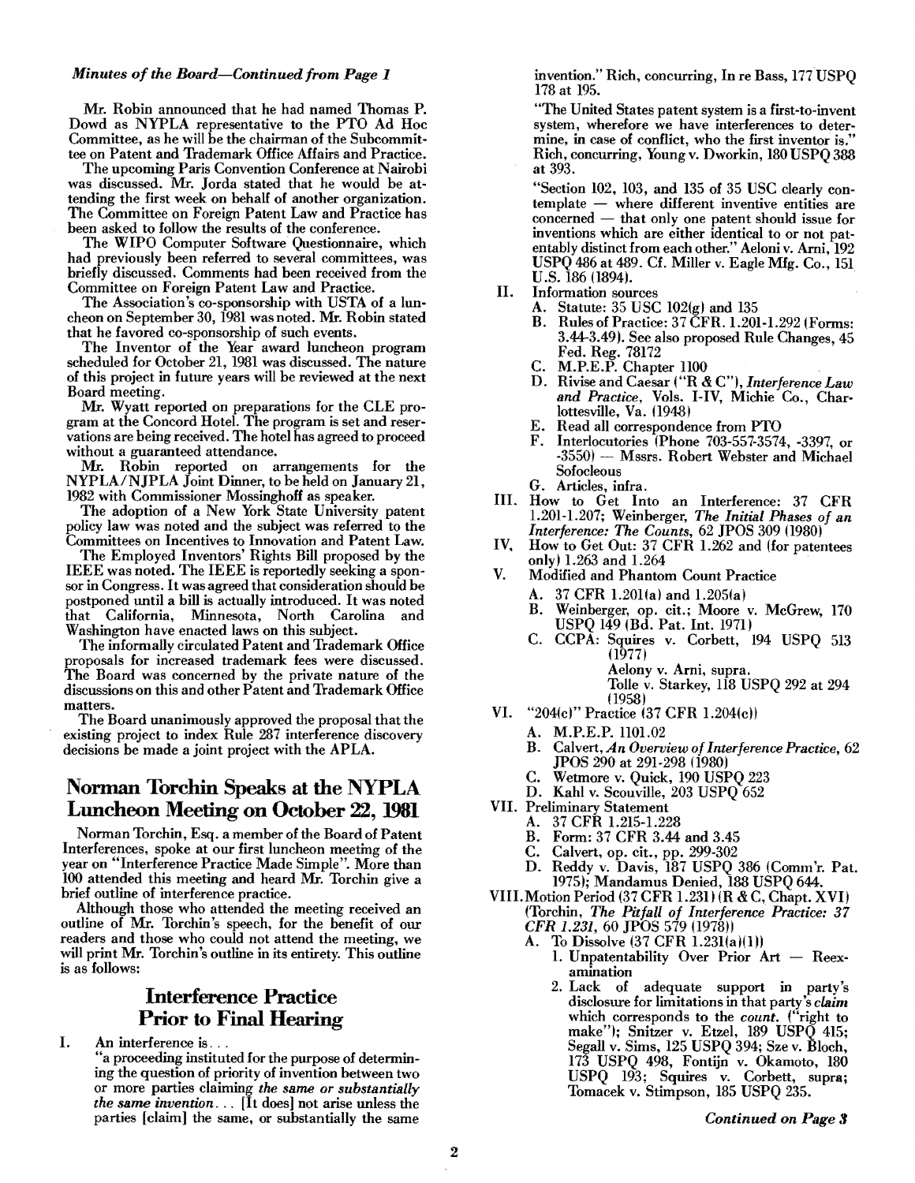*Minutes of the Board—Continued from Page 1*

Mr. Robin announced that he had named Thomas P. Dowd as NYPLA representative to the PTO Ad Hoc Committee, as he will be the chairman of the Subcommittee on Patent and Trademark Office Affairs and Practice.

The upcoming Paris Convention Conference at Nairobi was discussed. Mr. Jorda stated that he would be attending the first week on behalf of another organization. The Committee on Foreign Patent Law and Practice has been asked to follow the results of the conference.

The WIPO Computer Software Questionnaire, which had previously been referred to several committees, was briefly discussed. Comments had been received from the Committee on Foreign Patent Law and Practice.

The Association's co-sponsorship with USTA of a luncheon on September 30, 1981 was noted. Mr. Robin stated that he favored co-sponsorship of such events.

The Inventor of the Year award luncheon program scheduled for October 21, 1981 was discussed. The nature of this project in future years will be reviewed at the next Board meeting.

Mr. Wyatt reported on preparations for the CLE program at the Concord Hotel. The program is set and reservations are being received. The hotel has agreed to proceed without a guaranteed attendance.

Mr. Robin reported on arrangements for the NYPLA/NJPLA Joint Dinner, to be held on January 21, 1982 with Commissioner Mossinghoff as speaker.

The adoption of a New York State University patent policy law was noted and the subject was referred to the Committees on Incentives to Innovation and Patent Law.

The Employed Inventors' Rights Bill proposed by the IEEE was noted. The IEEE is reportedly seeking a sponsor in Congress. It was agreed that consideration should be postponed until a bill is actually introduced. It was noted that California, Minnesota, North Carolina and Washington have enacted laws on this subject.

The informally circulated Patent and Trademark Office proposals for increased trademark fees were discussed. The Board was concerned by the private nature of the discussions on this and other Patent and Trademark Office matters.

The Board unanimously approved the proposal that the existing project to index Rule 287 interference discovery decisions be made a joint project with the APLA.

## Norman Torchin Speaks at the NYPLA Luncheon Meeting on October 22, 1981

Norman Torchin, Esq. a member of the Board of Patent Interferences, spoke at our first luncheon meeting of the year on "Interference Practice Made Simple". More than 100 attended this meeting and heard Mr. Torchin give a brief outline of interference practice.

Although those who attended the meeting received an outline of Mr. Torchin's speech, for the benefit of our readers and those who could not attend the meeting, we will print Mr. Torchin's outline in its entirety. This outline is as follows:

### Interference Practice Prior to Final Hearing

I. An interference is . . .

"a proceeding instituted for the purpose of determining the question of priority of invention between two or more parties claiming *the same or substantially the same invention* . . . [It does] not arise unless the parties [claim] the same, or substantially the same invention." Rich, concurring, In re Bass, 177 USPQ 178 at 195.

"The United States patent system is a first-to-invent system, wherefore we have interferences to determine, in case of conflict, who the first inventor is." Rich, concurring, Young v. Dworkin, 180 USPQ 388 at 393.

"Section 102, 103, and 135 of 35 USC clearly contemplate — where different inventive entities are concerned — that only one patent should issue for inventions which are either identical to or not patentably distinct from each other." Aeloni v. Arni, 192 USPQ 486 at 489. Cf. Miller v. Eagle Mfg. Co., 151 U.S. 186 (1894).

II. Information sources
   - A. Statute: 35 USC 102(g) and 135
   - B. Rules of Practice: 37 CFR. 1.201-1.292 (Forms: 3.44-3.49). See also proposed Rule Changes, 45 Fed. Reg. 78172
   - C. M.P.E.P. Chapter 1100
   - D. Rivise and Caesar ("R & C"), *Interference Law and Practice*, Vols. I-IV, Michie Co., Charlottesville, Va. (1948)
   - E. Read all correspondence from PTO
   - F. Interlocutories (Phone 703-557-3574, -3397, or -3550) — Mssrs. Robert Webster and Michael Sofocleous
   - G. Articles, infra.

III. How to Get Into an Interference: 37 CFR 1.201-1.207; Weinberger, *The Initial Phases of an Interference: The Counts*, 62 JPOS 309 (1980)

IV. How to Get Out: 37 CFR 1.262 and (for patentees only) 1.263 and 1.264

V. Modified and Phantom Count Practice
   - A. 37 CFR 1.201(a) and 1.205(a)
   - B. Weinberger, op. cit.; Moore v. McGrew, 170 USPQ 149 (Bd. Pat. Int. 1971)
   - C. CCPA: Squires v. Corbett, 194 USPQ 513 (1977)
     Aelony v. Arni, supra.
     Tolle v. Starkey, 118 USPQ 292 at 294 (1958)

VI. "204(c)" Practice (37 CFR 1.204(c))
   - A. M.P.E.P. 1101.02
   - B. Calvert, *An Overview of Interference Practice*, 62 JPOS 290 at 291-298 (1980)
   - C. Wetmore v. Quick, 190 USPQ 223
   - D. Kahl v. Scouville, 203 USPQ 652

VII. Preliminary Statement
   - A. 37 CFR 1.215-1.228
   - B. Form: 37 CFR 3.44 and 3.45
   - C. Calvert, op. cit., pp. 299-302
   - D. Reddy v. Davis, 187 USPQ 386 (Comm'r. Pat. 1975); Mandamus Denied, 188 USPQ 644.

VIII. Motion Period (37 CFR 1.231) (R & C, Chapt. XVI) (Torchin, *The Pitfall of Interference Practice: 37 CFR 1.231*, 60 JPOS 579 (1978))
   - A. To Dissolve (37 CFR 1.231(a)(1))
     1. Unpatentability Over Prior Art — Reexamination
     2. Lack of adequate support in party's disclosure for limitations in that party's *claim* which corresponds to the *count*. ("right to make"); Snitzer v. Etzel, 189 USPQ 415; Segall v. Sims, 125 USPQ 394; Sze v. Bloch, 173 USPQ 498, Fontijn v. Okamoto, 180 USPQ 193; Squires v. Corbett, supra; Tomacek v. Stimpson, 185 USPQ 235.

*Continued on Page 3*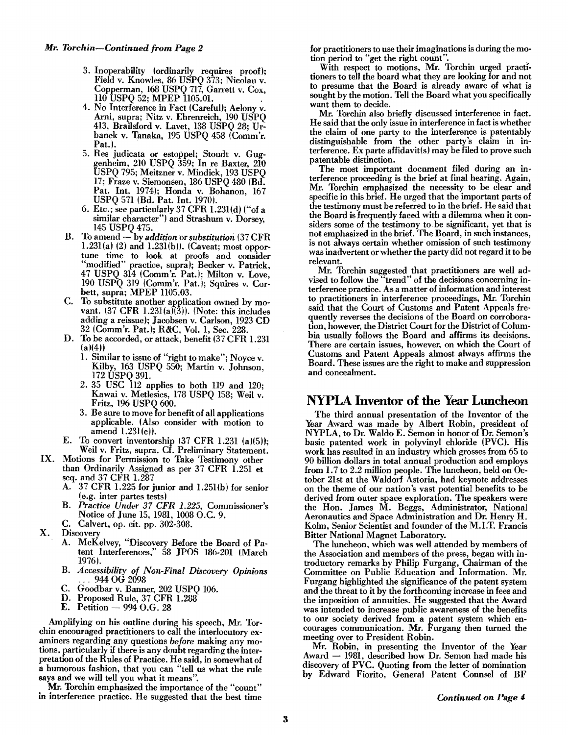*Mr. Torchin—Continued from Page 2*

3. Inoperability (ordinarily requires proof); Field v. Knowles, 86 USPQ 373; Nicolau v. Copperman, 168 USPQ 717, Garrett v. Cox, 110 USPQ 52; MPEP 1105.01.
4. No Interference in Fact (Careful); Aelony v. Arni, supra; Nitz v. Ehrenreich, 190 USPQ 413, Brailsford v. Lavet, 138 USPQ 28; Urbanek v. Tanaka, 195 USPQ 458 (Comm'r. Pat.).
5. Res judicata or estoppel; Stoudt v. Guggenheim, 210 USPQ 359; In re Baxter, 210 USPQ 795; Meitzner v. Mindick, 193 USPQ 17; Fraze v. Siemonsen, 186 USPQ 480 (Bd. Pat. Int. 1974); Honda v. Bohanon, 167 USPQ 571 (Bd. Pat. Int. 1970).
6. Etc.; see particularly 37 CFR 1.231(d) ("of a similar character") and Strashum v. Dorsey, 145 USPQ 475.

B. To amend — by *addition* or *substitution* (37 CFR 1.231(a) (2) and 1.231(b)). (Caveat; most opportune time to look at proofs and consider "modified" practice, supra); Becker v. Patrick, 47 USPQ 314 (Comm'r. Pat.); Milton v. Love, 190 USPQ 319 (Comm'r. Pat.); Squires v. Corbett, supra; MPEP 1105.03.

C. To substitute another application owned by movant. (37 CFR 1.231(a)(3)). (Note: this includes adding a reissue); Jacobsen v. Carlson, 1923 CD 32 (Comm'r. Pat.); R&C, Vol. 1, Sec. 228.

D. To be accorded, or attack, benefit (37 CFR 1.231 (a)(4))
1. Similar to issue of "right to make"; Noyce v. Kilby, 163 USPQ 550; Martin v. Johnson, 172 USPQ 391.
2. 35 USC 112 applies to both 119 and 120; Kawai v. Metlesics, 178 USPQ 158; Weil v. Fritz, 196 USPQ 600.
3. Be sure to move for benefit of all applications applicable. (Also consider with motion to amend 1.231(c)).

E. To convert inventorship (37 CFR 1.231 (a)(5)); Weil v. Fritz, supra, Cf. Preliminary Statement.

IX. Motions for Permission to Take Testimony other than Ordinarily Assigned as per 37 CFR 1.251 et seq. and 37 CFR 1.287
A. 37 CFR 1.225 for junior and 1.251(b) for senior (e.g. inter partes tests)
B. *Practice Under 37 CFR 1.225*, Commissioner's Notice of June 15, 1981, 1008 O.C. 9.
C. Calvert, op. cit. pp. 302-308.

X. Discovery
A. McKelvey, "Discovery Before the Board of Patent Interferences," 58 JPOS 186-201 (March 1976).
B. *Accessibility of Non-Final Discovery Opinions* ... 944 OG 2098
C. Goodbar v. Banner, 202 USPQ 106.
D. Proposed Rule, 37 CFR 1.288
E. Petition — 994 O.G. 28

Amplifying on his outline during his speech, Mr. Torchin encouraged practitioners to call the interlocutory examiners regarding any questions *before* making any motions, particularly if there is any doubt regarding the interpretation of the Rules of Practice. He said, in somewhat of a humorous fashion, that you can "tell us what the rule says and we will tell you what it means".

Mr. Torchin emphasized the importance of the "count" in interference practice. He suggested that the best time for practitioners to use their imaginations is during the motion period to "get the right count".

With respect to motions, Mr. Torchin urged practitioners to tell the board what they are looking for and not to presume that the Board is already aware of what is sought by the motion. Tell the Board what you specifically want them to decide.

Mr. Torchin also briefly discussed interference in fact. He said that the only issue in interference in fact is whether the claim of one party to the interference is patentably distinguishable from the other party's claim in interference. Ex parte affidavit(s) may be filed to prove such patentable distinction.

The most important document filed during an interference proceeding is the brief at final hearing. Again, Mr. Torchin emphasized the necessity to be clear and specific in this brief. He urged that the important parts of the testimony must be referred to in the brief. He said that the Board is frequently faced with a dilemma when it considers some of the testimony to be significant, yet that is not emphasized in the brief. The Board, in such instances, is not always certain whether omission of such testimony was inadvertent or whether the party did not regard it to be relevant.

Mr. Torchin suggested that practitioners are well advised to follow the "trend" of the decisions concerning interference practice. As a matter of information and interest to practitioners in interference proceedings, Mr. Torchin said that the Court of Customs and Patent Appeals frequently reverses the decisions of the Board on corroboration, however, the District Court for the District of Columbia usually follows the Board and affirms its decisions. There are certain issues, however, on which the Court of Customs and Patent Appeals almost always affirms the Board. These issues are the right to make and suppression and concealment.

## NYPLA Inventor of the Year Luncheon

The third annual presentation of the Inventor of the Year Award was made by Albert Robin, president of NYPLA, to Dr. Waldo E. Semon in honor of Dr. Semon's basic patented work in polyvinyl chloride (PVC). His work has resulted in an industry which grosses from 65 to 90 billion dollars in total annual production and employs from 1.7 to 2.2 million people. The luncheon, held on October 21st at the Waldorf Astoria, had keynote addresses on the theme of our nation's vast potential benefits to be derived from outer space exploration. The speakers were the Hon. James M. Beggs, Administrator, National Aeronautics and Space Administration and Dr. Henry H. Kolm, Senior Scientist and founder of the M.I.T. Francis Bitter National Magnet Laboratory.

The luncheon, which was well attended by members of the Association and members of the press, began with introductory remarks by Philip Furgang, Chairman of the Committee on Public Education and Information. Mr. Furgang highlighted the significance of the patent system and the threat to it by the forthcoming increase in fees and the imposition of annuities. He suggested that the Award was intended to increase public awareness of the benefits to our society derived from a patent system which encourages communication. Mr. Furgang then turned the meeting over to President Robin.

Mr. Robin, in presenting the Inventor of the Year Award — 1981, described how Dr. Semon had made his discovery of PVC. Quoting from the letter of nomination by Edward Fiorito, General Patent Counsel of BF

*Continued on Page 4*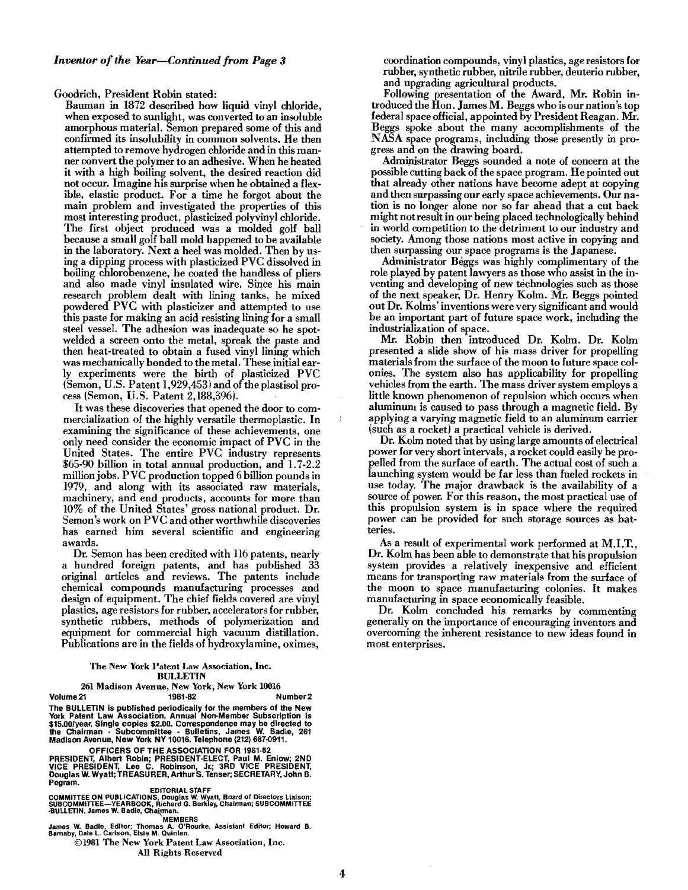*Inventor of the Year—Continued from Page 3*

Goodrich, President Robin stated:

Bauman in 1872 described how liquid vinyl chloride, when exposed to sunlight, was converted to an insoluble amorphous material. Semon prepared some of this and confirmed its insolubility in common solvents. He then attempted to remove hydrogen chloride and in this manner convert the polymer to an adhesive. When he heated it with a high boiling solvent, the desired reaction did not occur. Imagine his surprise when he obtained a flexible, elastic product. For a time he forgot about the main problem and investigated the properties of this most interesting product, plasticized polyvinyl chloride. The first object produced was a molded golf ball because a small golf ball mold happened to be available in the laboratory. Next a heel was molded. Then by using a dipping process with plasticized PVC dissolved in boiling chlorobenzene, he coated the handless of pliers and also made vinyl insulated wire. Since his main research problem dealt with lining tanks, he mixed powdered PVC with plasticizer and attempted to use this paste for making an acid resisting lining for a small steel vessel. The adhesion was inadequate so he spot-welded a screen onto the metal, spreak the paste and then heat-treated to obtain a fused vinyl lining which was mechanically bonded to the metal. These initial early experiments were the birth of plasticized PVC (Semon, U.S. Patent 1,929,453) and of the plastisol process (Semon, U.S. Patent 2,188,396).

It was these discoveries that opened the door to commercialization of the highly versatile thermoplastic. In examining the significance of these achievements, one only need consider the economic impact of PVC in the United States. The entire PVC industry represents \$65-90 billion in total annual production, and 1.7-2.2 million jobs. PVC production topped 6 billion pounds in 1979, and along with its associated raw materials, machinery, and end products, accounts for more than 10% of the United States' gross national product. Dr. Semon's work on PVC and other worthwhile discoveries has earned him several scientific and engineering awards.

Dr. Semon has been credited with 116 patents, nearly a hundred foreign patents, and has published 33 original articles and reviews. The patents include chemical compounds manufacturing processes and design of equipment. The chief fields covered are vinyl plastics, age resistors for rubber, accelerators for rubber, synthetic rubbers, methods of polymerization and equipment for commercial high vacuum distillation. Publications are in the fields of hydroxylamine, oximes, coordination compounds, vinyl plastics, age resistors for rubber, synthetic rubber, nitrile rubber, deuterio rubber, and upgrading agricultural products.

Following presentation of the Award, Mr. Robin introduced the Hon. James M. Beggs who is our nation's top federal space official, appointed by President Reagan. Mr. Beggs spoke about the many accomplishments of the NASA space programs, including those presently in progress and on the drawing board.

Administrator Beggs sounded a note of concern at the possible cutting back of the space program. He pointed out that already other nations have become adept at copying and then surpassing our early space achievements. Our nation is no longer alone nor so far ahead that a cut back might not result in our being placed technologically behind in world competition to the detriment to our industry and society. Among those nations most active in copying and then surpassing our space programs is the Japanese.

Administrator Beggs was highly complimentary of the role played by patent lawyers as those who assist in the inventing and developing of new technologies such as those of the next speaker, Dr. Henry Kolm. Mr. Beggs pointed out Dr. Kolms' inventions were very significant and would be an important part of future space work, including the industrialization of space.

Mr. Robin then introduced Dr. Kolm. Dr. Kolm presented a slide show of his mass driver for propelling materials from the surface of the moon to future space colonies. The system also has applicability for propelling vehicles from the earth. The mass driver system employs a little known phenomenon of repulsion which occurs when aluminum is caused to pass through a magnetic field. By applying a varying magnetic field to an aluminum carrier (such as a rocket) a practical vehicle is derived.

Dr. Kolm noted that by using large amounts of electrical power for very short intervals, a rocket could easily be propelled from the surface of earth. The actual cost of such a launching system would be far less than fueled rockets in use today. The major drawback is the availability of a source of power. For this reason, the most practical use of this propulsion system is in space where the required power can be provided for such storage sources as batteries.

As a result of experimental work performed at M.I.T., Dr. Kolm has been able to demonstrate that his propulsion system provides a relatively inexpensive and efficient means for transporting raw materials from the surface of the moon to space manufacturing colonies. It makes manufacturing in space economically feasible.

Dr. Kolm concluded his remarks by commenting generally on the importance of encouraging inventors and overcoming the inherent resistance to new ideas found in most enterprises.

**The New York Patent Law Association, Inc.**
**BULLETIN**
**261 Madison Avenue, New York, New York 10016**

**Volume 21 1981-82 Number 2**

**The BULLETIN is published periodically for the members of the New York Patent Law Association. Annual Non-Member Subscription is \$15.00/year. Single copies \$2.00. Correspondence may be directed to the Chairman - Subcommittee - Bulletins, James W. Badie, 261 Madison Avenue, New York NY 10016. Telephone (212) 687-0911.**

**OFFICERS OF THE ASSOCIATION FOR 1981-82**

**PRESIDENT, Albert Robin; PRESIDENT-ELECT, Paul M. Enlow; 2ND VICE PRESIDENT, Lee C. Robinson, Jr.; 3RD VICE PRESIDENT, Douglas W. Wyatt; TREASURER, Arthur S. Tenser; SECRETARY, John B. Pegram.**

**EDITORIAL STAFF**

**COMMITTEE ON PUBLICATIONS, Douglas W. Wyatt, Board of Directors Liaison; SUBCOMMITTEE—YEARBOOK, Richard G. Berkley, Chairman; SUBCOMMITTEE -BULLETIN, James W. Badie, Chairman.**

**MEMBERS**

**James W. Badie, Editor; Thomas A. O'Rourke, Assistant Editor; Howard B. Barnaby, Dale L. Carlson, Elsie M. Quinlan.**

©1981 The New York Patent Law Association, Inc.
All Rights Reserved